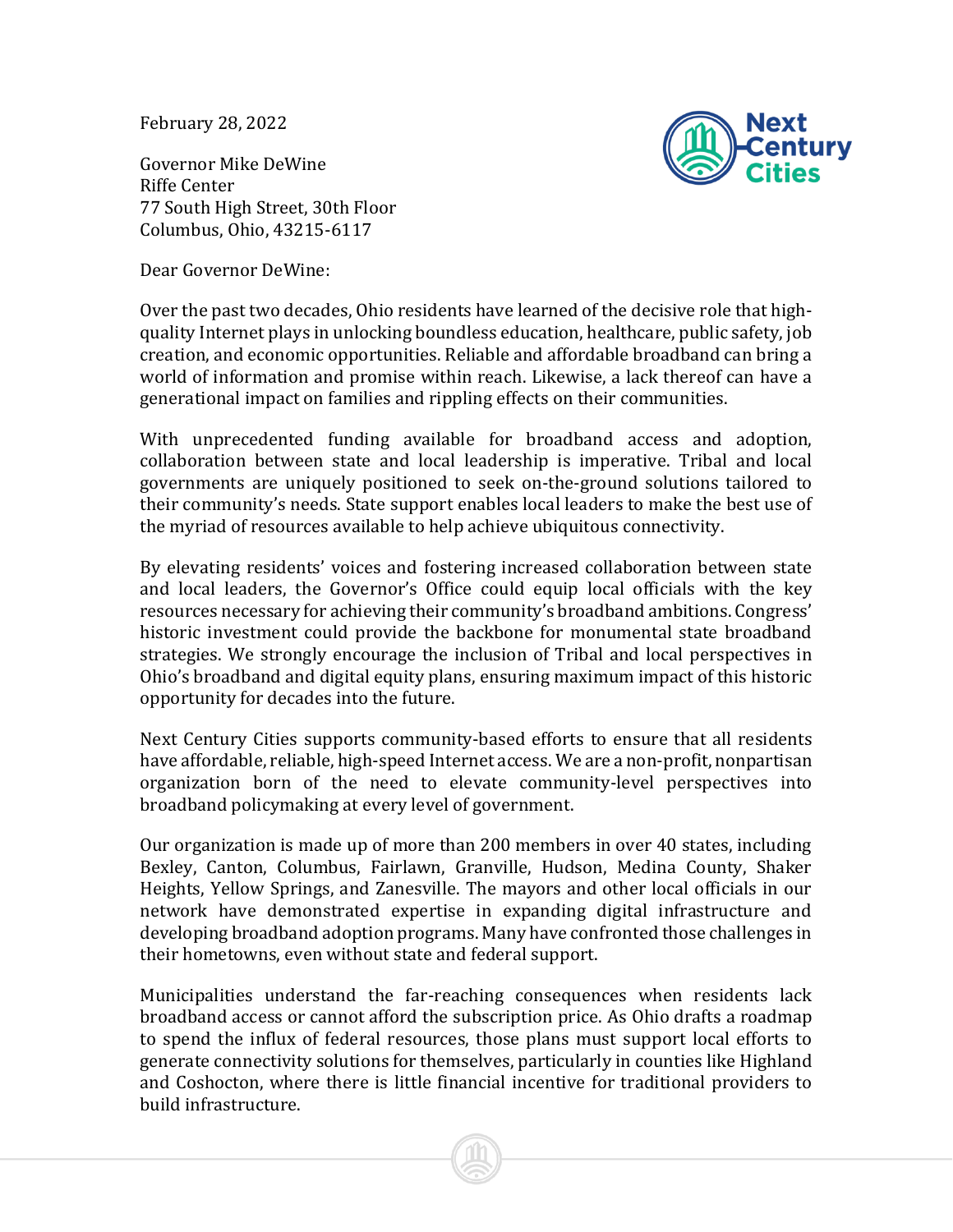February 28, 2022

Governor Mike DeWine
Riffe Center
77 South High Street, 30th Floor
Columbus, Ohio, 43215-6117

Dear Governor DeWine:

Over the past two decades, Ohio residents have learned of the decisive role that high-quality Internet plays in unlocking boundless education, healthcare, public safety, job creation, and economic opportunities. Reliable and affordable broadband can bring a world of information and promise within reach. Likewise, a lack thereof can have a generational impact on families and rippling effects on their communities.

With unprecedented funding available for broadband access and adoption, collaboration between state and local leadership is imperative. Tribal and local governments are uniquely positioned to seek on-the-ground solutions tailored to their community's needs. State support enables local leaders to make the best use of the myriad of resources available to help achieve ubiquitous connectivity.

By elevating residents' voices and fostering increased collaboration between state and local leaders, the Governor's Office could equip local officials with the key resources necessary for achieving their community's broadband ambitions. Congress' historic investment could provide the backbone for monumental state broadband strategies. We strongly encourage the inclusion of Tribal and local perspectives in Ohio's broadband and digital equity plans, ensuring maximum impact of this historic opportunity for decades into the future.

Next Century Cities supports community-based efforts to ensure that all residents have affordable, reliable, high-speed Internet access. We are a non-profit, nonpartisan organization born of the need to elevate community-level perspectives into broadband policymaking at every level of government.

Our organization is made up of more than 200 members in over 40 states, including Bexley, Canton, Columbus, Fairlawn, Granville, Hudson, Medina County, Shaker Heights, Yellow Springs, and Zanesville. The mayors and other local officials in our network have demonstrated expertise in expanding digital infrastructure and developing broadband adoption programs. Many have confronted those challenges in their hometowns, even without state and federal support.

Municipalities understand the far-reaching consequences when residents lack broadband access or cannot afford the subscription price. As Ohio drafts a roadmap to spend the influx of federal resources, those plans must support local efforts to generate connectivity solutions for themselves, particularly in counties like Highland and Coshocton, where there is little financial incentive for traditional providers to build infrastructure.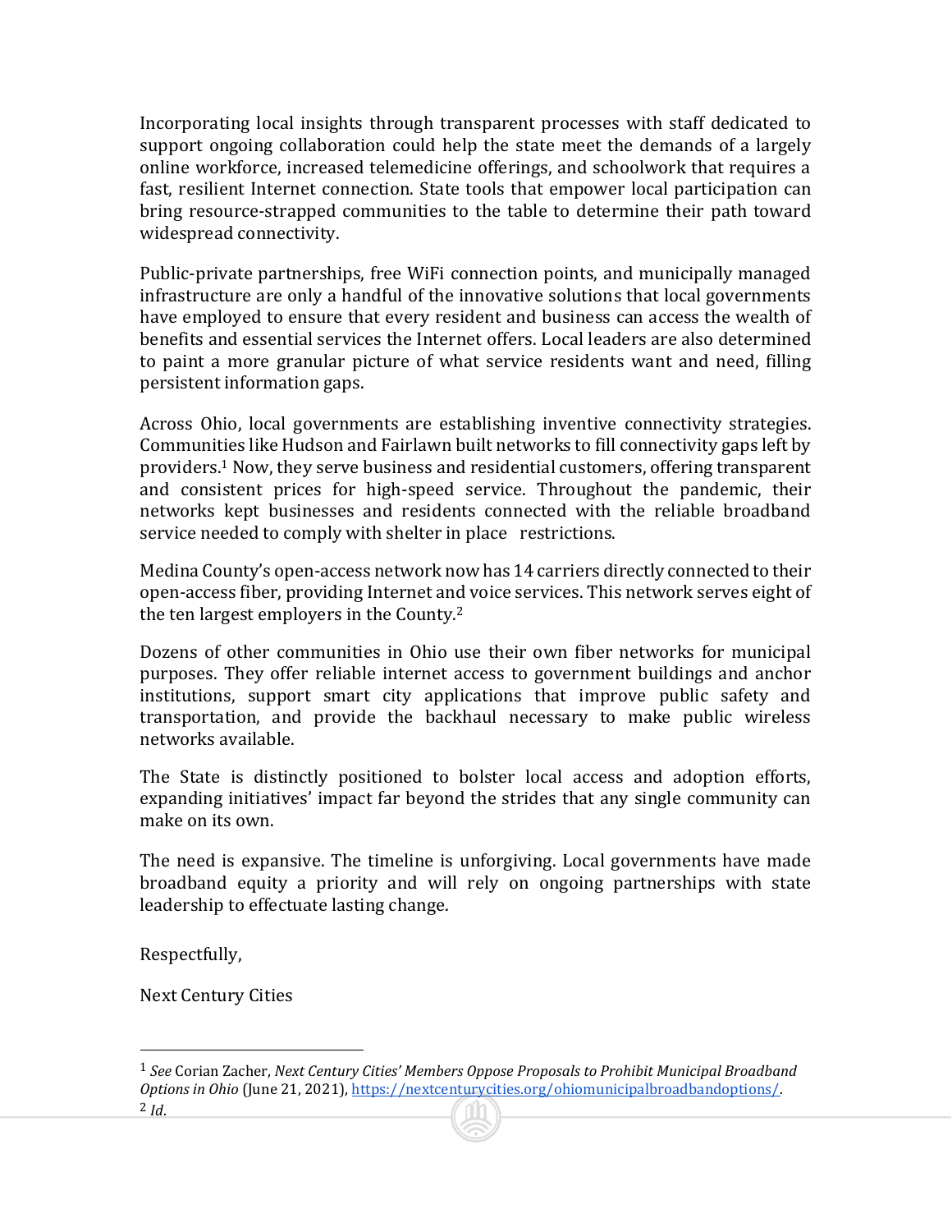Incorporating local insights through transparent processes with staff dedicated to support ongoing collaboration could help the state meet the demands of a largely online workforce, increased telemedicine offerings, and schoolwork that requires a fast, resilient Internet connection. State tools that empower local participation can bring resource-strapped communities to the table to determine their path toward widespread connectivity.

Public-private partnerships, free WiFi connection points, and municipally managed infrastructure are only a handful of the innovative solutions that local governments have employed to ensure that every resident and business can access the wealth of benefits and essential services the Internet offers. Local leaders are also determined to paint a more granular picture of what service residents want and need, filling persistent information gaps.

Across Ohio, local governments are establishing inventive connectivity strategies. Communities like Hudson and Fairlawn built networks to fill connectivity gaps left by providers.[1] Now, they serve business and residential customers, offering transparent and consistent prices for high-speed service. Throughout the pandemic, their networks kept businesses and residents connected with the reliable broadband service needed to comply with shelter in place restrictions.

Medina County's open-access network now has 14 carriers directly connected to their open-access fiber, providing Internet and voice services. This network serves eight of the ten largest employers in the County.[2]

Dozens of other communities in Ohio use their own fiber networks for municipal purposes. They offer reliable internet access to government buildings and anchor institutions, support smart city applications that improve public safety and transportation, and provide the backhaul necessary to make public wireless networks available.

The State is distinctly positioned to bolster local access and adoption efforts, expanding initiatives' impact far beyond the strides that any single community can make on its own.

The need is expansive. The timeline is unforgiving. Local governments have made broadband equity a priority and will rely on ongoing partnerships with state leadership to effectuate lasting change.

Respectfully,

Next Century Cities

---

[1] *See* Corian Zacher, *Next Century Cities' Members Oppose Proposals to Prohibit Municipal Broadband Options in Ohio* (June 21, 2021), https://nextcenturycities.org/ohiomunicipalbroadbandoptions/.

[2] *Id*.